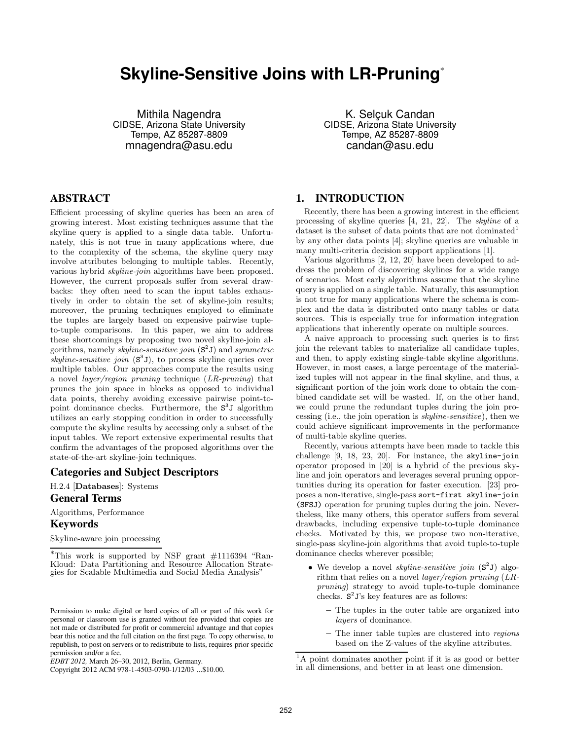# Skyline-Sensitive Joins with LR-Pruning*

Mithila Nagendra
CIDSE, Arizona State University
Tempe, AZ 85287-8809
mnagendra@asu.edu

K. Selçuk Candan
CIDSE, Arizona State University
Tempe, AZ 85287-8809
candan@asu.edu

## ABSTRACT

Efficient processing of skyline queries has been an area of growing interest. Most existing techniques assume that the skyline query is applied to a single data table. Unfortunately, this is not true in many applications where, due to the complexity of the schema, the skyline query may involve attributes belonging to multiple tables. Recently, various hybrid *skyline-join* algorithms have been proposed. However, the current proposals suffer from several drawbacks: they often need to scan the input tables exhaustively in order to obtain the set of skyline-join results; moreover, the pruning techniques employed to eliminate the tuples are largely based on expensive pairwise tuple-to-tuple comparisons. In this paper, we aim to address these shortcomings by proposing two novel skyline-join algorithms, namely *skyline-sensitive join* ($\mathtt{S^2J}$) and *symmetric skyline-sensitive join* ($\mathtt{S^3J}$), to process skyline queries over multiple tables. Our approaches compute the results using a novel *layer/region pruning* technique (*LR-pruning*) that prunes the join space in blocks as opposed to individual data points, thereby avoiding excessive pairwise point-to-point dominance checks. Furthermore, the $\mathtt{S^3J}$ algorithm utilizes an early stopping condition in order to successfully compute the skyline results by accessing only a subset of the input tables. We report extensive experimental results that confirm the advantages of the proposed algorithms over the state-of-the-art skyline-join techniques.

### Categories and Subject Descriptors

H.2.4 [**Databases**]: Systems

### General Terms

Algorithms, Performance

### Keywords

Skyline-aware join processing

*This work is supported by NSF grant #1116394 "RanKloud: Data Partitioning and Resource Allocation Strategies for Scalable Multimedia and Social Media Analysis"

Permission to make digital or hard copies of all or part of this work for personal or classroom use is granted without fee provided that copies are not made or distributed for profit or commercial advantage and that copies bear this notice and the full citation on the first page. To copy otherwise, to republish, to post on servers or to redistribute to lists, requires prior specific permission and/or a fee.
*EDBT 2012,* March 26–30, 2012, Berlin, Germany.
Copyright 2012 ACM 978-1-4503-0790-1/12/03 ...$10.00.

## 1. INTRODUCTION

Recently, there has been a growing interest in the efficient processing of skyline queries [4, 21, 22]. The *skyline* of a dataset is the subset of data points that are not dominated[1] by any other data points [4]; skyline queries are valuable in many multi-criteria decision support applications [1].

Various algorithms [2, 12, 20] have been developed to address the problem of discovering skylines for a wide range of scenarios. Most early algorithms assume that the skyline query is applied on a single table. Naturally, this assumption is not true for many applications where the schema is complex and the data is distributed onto many tables or data sources. This is especially true for information integration applications that inherently operate on multiple sources.

A naive approach to processing such queries is to first join the relevant tables to materialize all candidate tuples, and then, to apply existing single-table skyline algorithms. However, in most cases, a large percentage of the materialized tuples will not appear in the final skyline, and thus, a significant portion of the join work done to obtain the combined candidate set will be wasted. If, on the other hand, we could prune the redundant tuples during the join processing (i.e., the join operation is *skyline-sensitive*), then we could achieve significant improvements in the performance of multi-table skyline queries.

Recently, various attempts have been made to tackle this challenge [9, 18, 23, 20]. For instance, the `skyline-join` operator proposed in [20] is a hybrid of the previous skyline and join operators and leverages several pruning opportunities during its operation for faster execution. [23] proposes a non-iterative, single-pass `sort-first skyline-join (SFSJ)` operation for pruning tuples during the join. Nevertheless, like many others, this operator suffers from several drawbacks, including expensive tuple-to-tuple dominance checks. Motivated by this, we propose two non-iterative, single-pass skyline-join algorithms that avoid tuple-to-tuple dominance checks wherever possible;

- We develop a novel *skyline-sensitive join* ($\mathtt{S^2J}$) algorithm that relies on a novel *layer/region pruning* (*LR-pruning*) strategy to avoid tuple-to-tuple dominance checks. $\mathtt{S^2J}$'s key features are as follows:
  - The tuples in the outer table are organized into *layers* of dominance.
  - The inner table tuples are clustered into *regions* based on the Z-values of the skyline attributes.

[1] A point dominates another point if it is as good or better in all dimensions, and better in at least one dimension.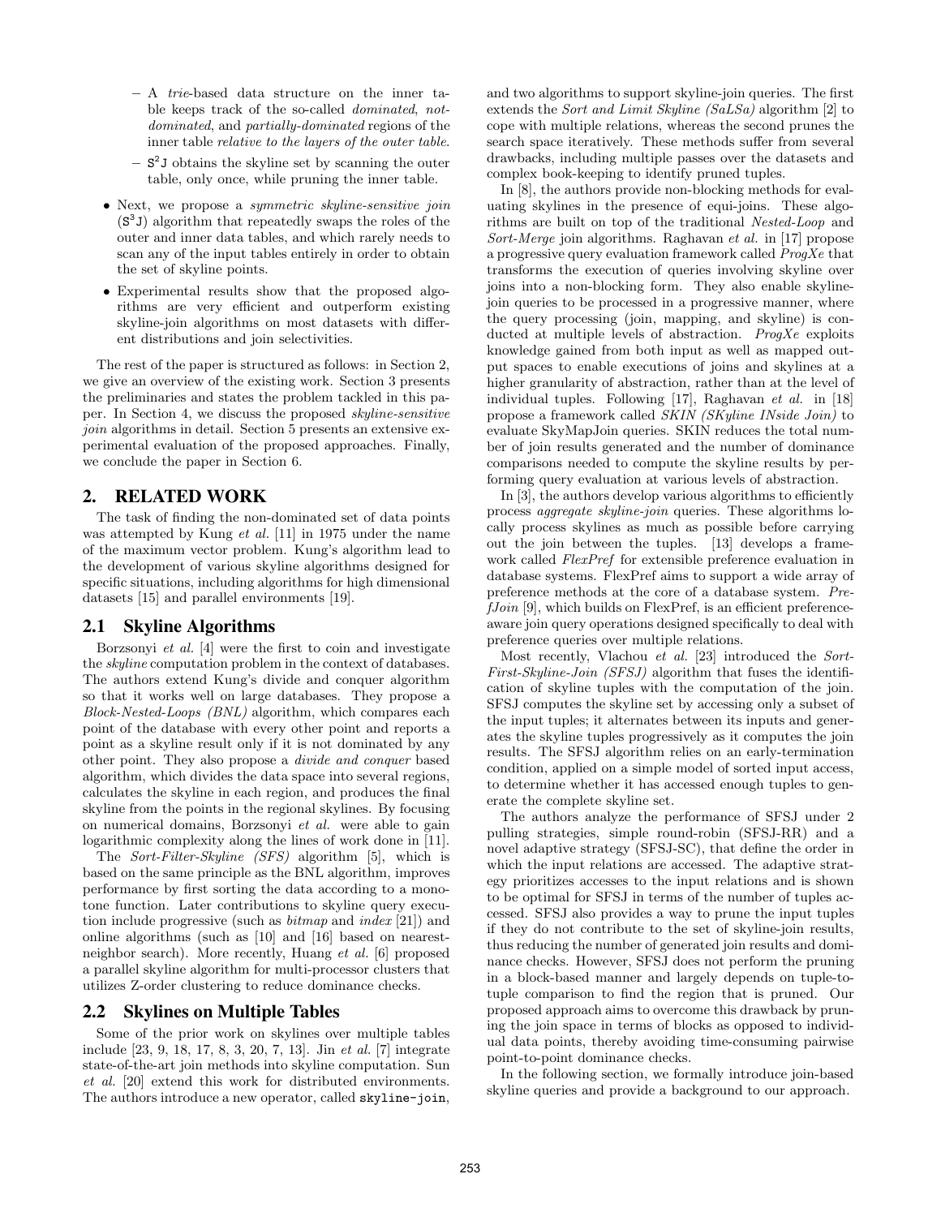- A *trie*-based data structure on the inner table keeps track of the so-called *dominated*, *not-dominated*, and *partially-dominated* regions of the inner table *relative to the layers of the outer table*.
  - $S^2J$ obtains the skyline set by scanning the outer table, only once, while pruning the inner table.

- Next, we propose a *symmetric skyline-sensitive join* ($S^3J$) algorithm that repeatedly swaps the roles of the outer and inner data tables, and which rarely needs to scan any of the input tables entirely in order to obtain the set of skyline points.
- Experimental results show that the proposed algorithms are very efficient and outperform existing skyline-join algorithms on most datasets with different distributions and join selectivities.

The rest of the paper is structured as follows: in Section 2, we give an overview of the existing work. Section 3 presents the preliminaries and states the problem tackled in this paper. In Section 4, we discuss the proposed *skyline-sensitive join* algorithms in detail. Section 5 presents an extensive experimental evaluation of the proposed approaches. Finally, we conclude the paper in Section 6.

## 2. RELATED WORK

The task of finding the non-dominated set of data points was attempted by Kung *et al.* [11] in 1975 under the name of the maximum vector problem. Kung's algorithm lead to the development of various skyline algorithms designed for specific situations, including algorithms for high dimensional datasets [15] and parallel environments [19].

### 2.1 Skyline Algorithms

Borzsonyi *et al.* [4] were the first to coin and investigate the *skyline* computation problem in the context of databases. The authors extend Kung's divide and conquer algorithm so that it works well on large databases. They propose a *Block-Nested-Loops (BNL)* algorithm, which compares each point of the database with every other point and reports a point as a skyline result only if it is not dominated by any other point. They also propose a *divide and conquer* based algorithm, which divides the data space into several regions, calculates the skyline in each region, and produces the final skyline from the points in the regional skylines. By focusing on numerical domains, Borzsonyi *et al.* were able to gain logarithmic complexity along the lines of work done in [11].

The *Sort-Filter-Skyline (SFS)* algorithm [5], which is based on the same principle as the BNL algorithm, improves performance by first sorting the data according to a monotone function. Later contributions to skyline query execution include progressive (such as *bitmap* and *index* [21]) and online algorithms (such as [10] and [16] based on nearest-neighbor search). More recently, Huang *et al.* [6] proposed a parallel skyline algorithm for multi-processor clusters that utilizes Z-order clustering to reduce dominance checks.

### 2.2 Skylines on Multiple Tables

Some of the prior work on skylines over multiple tables include [23, 9, 18, 17, 8, 3, 20, 7, 13]. Jin *et al.* [7] integrate state-of-the-art join methods into skyline computation. Sun *et al.* [20] extend this work for distributed environments. The authors introduce a new operator, called `skyline-join`, and two algorithms to support skyline-join queries. The first extends the *Sort and Limit Skyline (SaLSa)* algorithm [2] to cope with multiple relations, whereas the second prunes the search space iteratively. These methods suffer from several drawbacks, including multiple passes over the datasets and complex book-keeping to identify pruned tuples.

In [8], the authors provide non-blocking methods for evaluating skylines in the presence of equi-joins. These algorithms are built on top of the traditional *Nested-Loop* and *Sort-Merge* join algorithms. Raghavan *et al.* in [17] propose a progressive query evaluation framework called *ProgXe* that transforms the execution of queries involving skyline over joins into a non-blocking form. They also enable skyline-join queries to be processed in a progressive manner, where the query processing (join, mapping, and skyline) is conducted at multiple levels of abstraction. *ProgXe* exploits knowledge gained from both input as well as mapped output spaces to enable executions of joins and skylines at a higher granularity of abstraction, rather than at the level of individual tuples. Following [17], Raghavan *et al.* in [18] propose a framework called *SKIN (SKyline INside Join)* to evaluate SkyMapJoin queries. SKIN reduces the total number of join results generated and the number of dominance comparisons needed to compute the skyline results by performing query evaluation at various levels of abstraction.

In [3], the authors develop various algorithms to efficiently process *aggregate skyline-join* queries. These algorithms locally process skylines as much as possible before carrying out the join between the tuples. [13] develops a framework called *FlexPref* for extensible preference evaluation in database systems. FlexPref aims to support a wide array of preference methods at the core of a database system. *PrefJoin* [9], which builds on FlexPref, is an efficient preference-aware join query operations designed specifically to deal with preference queries over multiple relations.

Most recently, Vlachou *et al.* [23] introduced the *Sort-First-Skyline-Join (SFSJ)* algorithm that fuses the identification of skyline tuples with the computation of the join. SFSJ computes the skyline set by accessing only a subset of the input tuples; it alternates between its inputs and generates the skyline tuples progressively as it computes the join results. The SFSJ algorithm relies on an early-termination condition, applied on a simple model of sorted input access, to determine whether it has accessed enough tuples to generate the complete skyline set.

The authors analyze the performance of SFSJ under 2 pulling strategies, simple round-robin (SFSJ-RR) and a novel adaptive strategy (SFSJ-SC), that define the order in which the input relations are accessed. The adaptive strategy prioritizes accesses to the input relations and is shown to be optimal for SFSJ in terms of the number of tuples accessed. SFSJ also provides a way to prune the input tuples if they do not contribute to the set of skyline-join results, thus reducing the number of generated join results and dominance checks. However, SFSJ does not perform the pruning in a block-based manner and largely depends on tuple-to-tuple comparison to find the region that is pruned. Our proposed approach aims to overcome this drawback by pruning the join space in terms of blocks as opposed to individual data points, thereby avoiding time-consuming pairwise point-to-point dominance checks.

In the following section, we formally introduce join-based skyline queries and provide a background to our approach.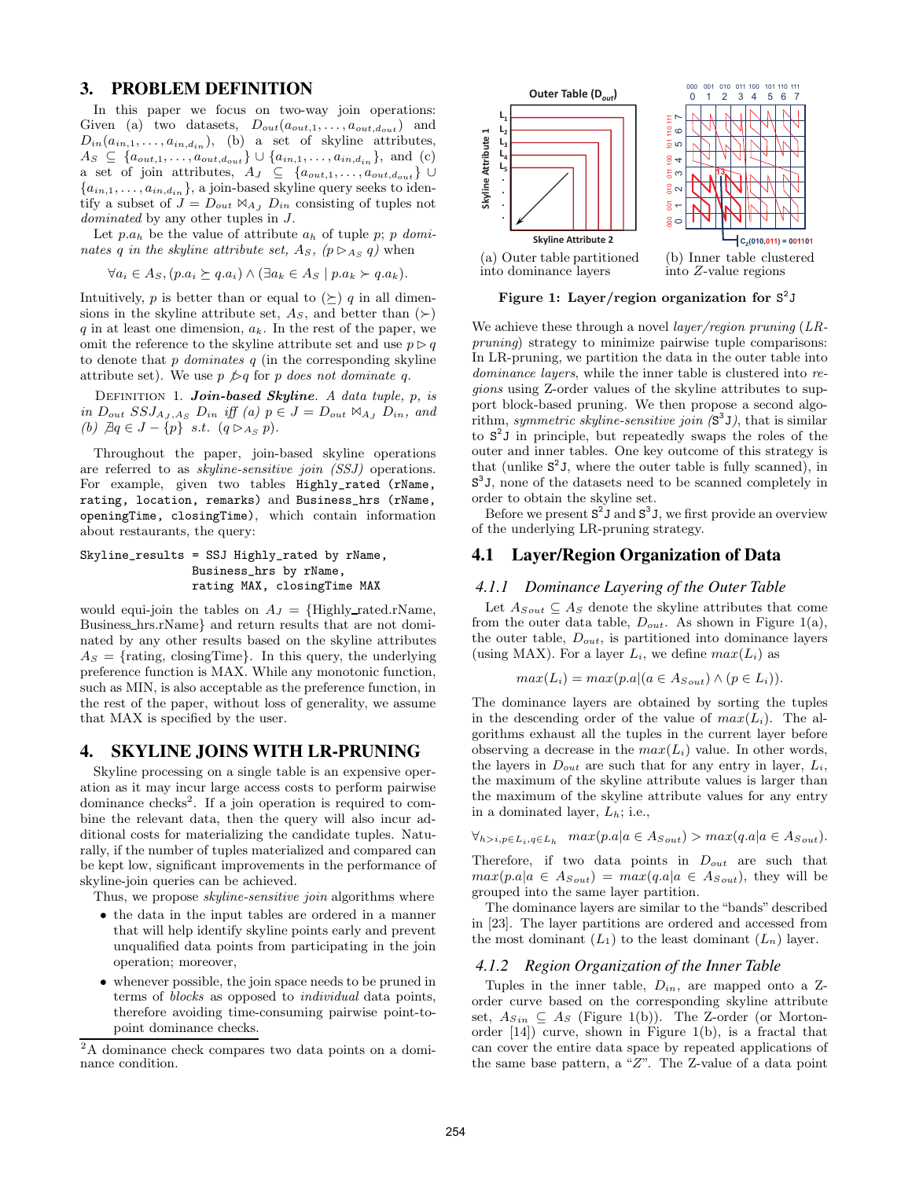## 3. PROBLEM DEFINITION

In this paper we focus on two-way join operations: Given (a) two datasets, $D_{out}(a_{out,1}, \ldots, a_{out,d_{out}})$ and $D_{in}(a_{in,1}, \ldots, a_{in,d_{in}})$, (b) a set of skyline attributes, $A_S \subseteq \{a_{out,1}, \ldots, a_{out,d_{out}}\} \cup \{a_{in,1}, \ldots, a_{in,d_{in}}\}$, and (c) a set of join attributes, $A_J \subseteq \{a_{out,1}, \ldots, a_{out,d_{out}}\} \cup \{a_{in,1}, \ldots, a_{in,d_{in}}\}$, a join-based skyline query seeks to identify a subset of $J = D_{out} \bowtie_{A_J} D_{in}$ consisting of tuples not *dominated* by any other tuples in $J$.

Let $p.a_h$ be the value of attribute $a_h$ of tuple $p$; *p dominates q in the skyline attribute set, $A_S$, ($p \rhd_{A_S} q$)* when

$$\forall a_i \in A_S, (p.a_i \succeq q.a_i) \wedge (\exists a_k \in A_S \mid p.a_k \succ q.a_k).$$

Intuitively, $p$ is better than or equal to ($\succeq$) $q$ in all dimensions in the skyline attribute set, $A_S$, and better than ($\succ$) $q$ in at least one dimension, $a_k$. In the rest of the paper, we omit the reference to the skyline attribute set and use $p \rhd q$ to denote that $p$ *dominates* $q$ (in the corresponding skyline attribute set). We use $p \not\rhd q$ for *p does not dominate q*.

Definition 1. ***Join-based Skyline***. *A data tuple, $p$, is in $D_{out}$ $SSJ_{A_J,A_S}$ $D_{in}$ iff (a) $p \in J = D_{out} \bowtie_{A_J} D_{in}$, and (b) $\not\exists q \in J - \{p\}$ s.t. $(q \rhd_{A_S} p)$.*

Throughout the paper, join-based skyline operations are referred to as *skyline-sensitive join (SSJ)* operations. For example, given two tables Highly_rated (rName, rating, location, remarks) and Business_hrs (rName, openingTime, closingTime), which contain information about restaurants, the query:

```
Skyline_results = SSJ Highly_rated by rName,
                  Business_hrs by rName,
                  rating MAX, closingTime MAX
```

would equi-join the tables on $A_J$ = {Highly_rated.rName, Business_hrs.rName} and return results that are not dominated by any other results based on the skyline attributes $A_S$ = {rating, closingTime}. In this query, the underlying preference function is MAX. While any monotonic function, such as MIN, is also acceptable as the preference function, in the rest of the paper, without loss of generality, we assume that MAX is specified by the user.

## 4. SKYLINE JOINS WITH LR-PRUNING

Skyline processing on a single table is an expensive operation as it may incur large access costs to perform pairwise dominance checks[2]. If a join operation is required to combine the relevant data, then the query will also incur additional costs for materializing the candidate tuples. Naturally, if the number of tuples materialized and compared can be kept low, significant improvements in the performance of skyline-join queries can be achieved.

Thus, we propose *skyline-sensitive join* algorithms where

- the data in the input tables are ordered in a manner that will help identify skyline points early and prevent unqualified data points from participating in the join operation; moreover,
- whenever possible, the join space needs to be pruned in terms of *blocks* as opposed to *individual* data points, therefore avoiding time-consuming pairwise point-to-point dominance checks.

[2]A dominance check compares two data points on a dominance condition.

(a) Outer table partitioned into dominance layers

(b) Inner table clustered into $Z$-value regions

**Figure 1: Layer/region organization for S$^2$J**

We achieve these through a novel *layer/region pruning* (*LR-pruning*) strategy to minimize pairwise tuple comparisons: In LR-pruning, we partition the data in the outer data table into *dominance layers*, while the inner table is clustered into *regions* using Z-order values of the skyline attributes to support block-based pruning. We then propose a second algorithm, *symmetric skyline-sensitive join (S$^3$J)*, that is similar to S$^2$J in principle, but repeatedly swaps the roles of the outer and inner tables. One key outcome of this strategy is that (unlike S$^2$J, where the outer table is fully scanned), in S$^3$J, none of the datasets need to be scanned completely in order to obtain the skyline set.

Before we present S$^2$J and S$^3$J, we first provide an overview of the underlying LR-pruning strategy.

### 4.1 Layer/Region Organization of Data

#### 4.1.1 Dominance Layering of the Outer Table

Let $A_{Sout} \subseteq A_S$ denote the skyline attributes that come from the outer data table, $D_{out}$. As shown in Figure 1(a), the outer table, $D_{out}$, is partitioned into dominance layers (using MAX). For a layer $L_i$, we define $max(L_i)$ as

$$max(L_i) = max(p.a | (a \in A_{Sout}) \wedge (p \in L_i)).$$

The dominance layers are obtained by sorting the tuples in the descending order of the value of $max(L_i)$. The algorithms exhaust all the tuples in the current layer before observing a decrease in the $max(L_i)$ value. In other words, the layers in $D_{out}$ are such that for any entry in layer, $L_i$, the maximum of the skyline attribute values is larger than the maximum of the skyline attribute values for any entry in a dominated layer, $L_h$; i.e.,

$$\forall_{h>i, p \in L_i, q \in L_h} \quad max(p.a | a \in A_{Sout}) > max(q.a | a \in A_{Sout}).$$

Therefore, if two data points in $D_{out}$ are such that $max(p.a | a \in A_{Sout}) = max(q.a | a \in A_{Sout})$, they will be grouped into the same layer partition.

The dominance layers are similar to the "bands" described in [23]. The layer partitions are ordered and accessed from the most dominant ($L_1$) to the least dominant ($L_n$) layer.

#### 4.1.2 Region Organization of the Inner Table

Tuples in the inner table, $D_{in}$, are mapped onto a Z-order curve based on the corresponding skyline attribute set, $A_{Sin} \subseteq A_S$ (Figure 1(b)). The Z-order (or Morton-order [14]) curve, shown in Figure 1(b), is a fractal that can cover the entire data space by repeated applications of the same base pattern, a "$Z$". The Z-value of a data point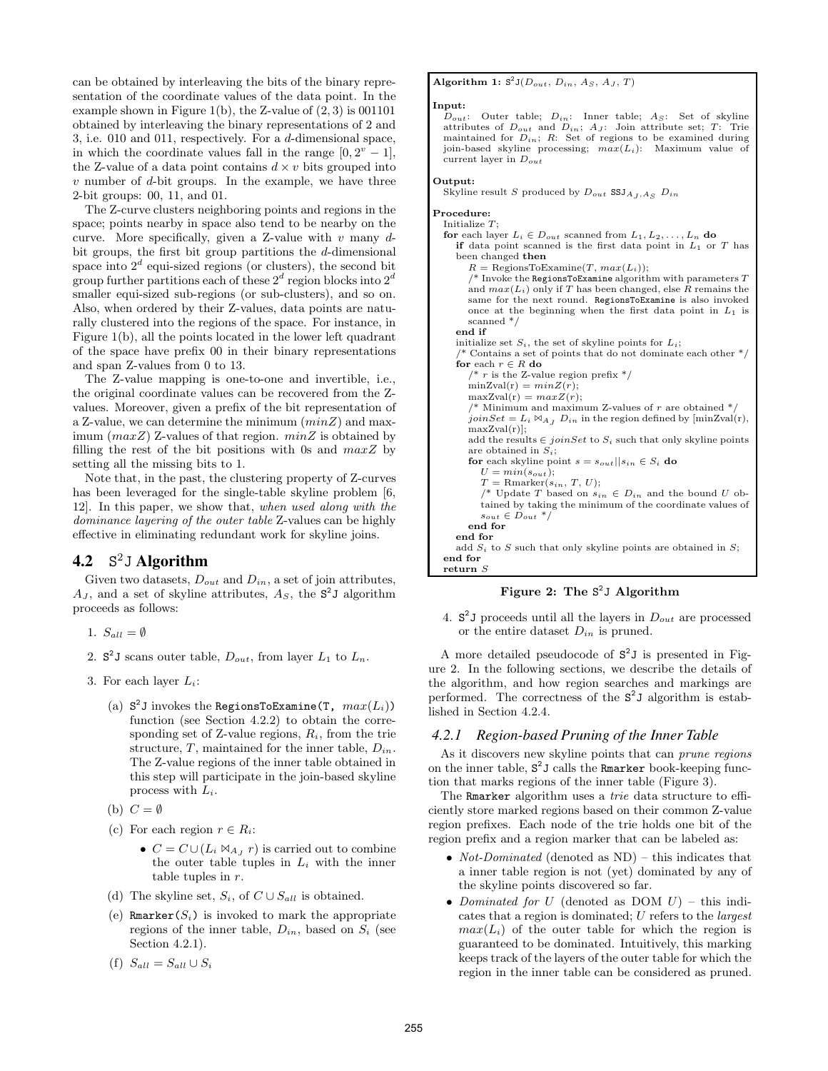can be obtained by interleaving the bits of the binary representation of the coordinate values of the data point. In the example shown in Figure 1(b), the Z-value of $(2, 3)$ is 001101 obtained by interleaving the binary representations of 2 and 3, i.e. 010 and 011, respectively. For a $d$-dimensional space, in which the coordinate values fall in the range $[0, 2^v - 1]$, the Z-value of a data point contains $d \times v$ bits grouped into $v$ number of $d$-bit groups. In the example, we have three 2-bit groups: 00, 11, and 01.

The Z-curve clusters neighboring points and regions in the space; points nearby in space also tend to be nearby on the curve. More specifically, given a Z-value with $v$ many $d$-bit groups, the first bit group partitions the $d$-dimensional space into $2^d$ equi-sized regions (or clusters), the second bit group further partitions each of these $2^d$ region blocks into $2^d$ smaller equi-sized sub-regions (or sub-clusters), and so on. Also, when ordered by their Z-values, data points are naturally clustered into the regions of the space. For instance, in Figure 1(b), all the points located in the lower left quadrant of the space have prefix 00 in their binary representations and span Z-values from 0 to 13.

The Z-value mapping is one-to-one and invertible, i.e., the original coordinate values can be recovered from the Z-values. Moreover, given a prefix of the bit representation of a Z-value, we can determine the minimum ($minZ$) and maximum ($maxZ$) Z-values of that region. $minZ$ is obtained by filling the rest of the bit positions with 0s and $maxZ$ by setting all the missing bits to 1.

Note that, in the past, the clustering property of Z-curves has been leveraged for the single-table skyline problem [6, 12]. In this paper, we show that, *when used along with the dominance layering of the outer table* Z-values can be highly effective in eliminating redundant work for skyline joins.

## 4.2 S$^2$J Algorithm

Given two datasets, $D_{out}$ and $D_{in}$, a set of join attributes, $A_J$, and a set of skyline attributes, $A_S$, the S$^2$J algorithm proceeds as follows:

1. $S_{all} = \emptyset$
2. S$^2$J scans outer table, $D_{out}$, from layer $L_1$ to $L_n$.
3. For each layer $L_i$:
   (a) S$^2$J invokes the RegionsToExamine(T, $max(L_i)$) function (see Section 4.2.2) to obtain the corresponding set of Z-value regions, $R_i$, from the trie structure, $T$, maintained for the inner table, $D_{in}$. The Z-value regions of the inner table obtained in this step will participate in the join-based skyline process with $L_i$.
   (b) $C = \emptyset$
   (c) For each region $r \in R_i$:
      - $C = C \cup (L_i \bowtie_{A_J} r)$ is carried out to combine the outer table tuples in $L_i$ with the inner table tuples in $r$.
   (d) The skyline set, $S_i$, of $C \cup S_{all}$ is obtained.
   (e) Rmarker($S_i$) is invoked to mark the appropriate regions of the inner table, $D_{in}$, based on $S_i$ (see Section 4.2.1).
   (f) $S_{all} = S_{all} \cup S_i$
4. S$^2$J proceeds until all the layers in $D_{out}$ are processed or the entire dataset $D_{in}$ is pruned.

```
Algorithm 1: S²J(D_out, D_in, A_S, A_J, T)

Input:
  D_out: Outer table; D_in: Inner table; A_S: Set of skyline
  attributes of D_out and D_in; A_J: Join attribute set; T: Trie
  maintained for D_in; R: Set of regions to be examined during
  join-based skyline processing; max(L_i): Maximum value of
  current layer in D_out

Output:
  Skyline result S produced by D_out SSJ_{A_J,A_S} D_in

Procedure:
  Initialize T;
  for each layer L_i ∈ D_out scanned from L_1, L_2, ..., L_n do
    if data point scanned is the first data point in L_1 or T has
    been changed then
      R = RegionsToExamine(T, max(L_i));
      /* Invoke the RegionsToExamine algorithm with parameters T
      and max(L_i) only if T has been changed, else R remains the
      same for the next round. RegionsToExamine is also invoked
      once at the beginning when the first data point in L_1 is
      scanned */
    end if
    initialize set S_i, the set of skyline points for L_i;
    /* Contains a set of points that do not dominate each other */
    for each r ∈ R do
      /* r is the Z-value region prefix */
      minZval(r) = minZ(r);
      maxZval(r) = maxZ(r);
      /* Minimum and maximum Z-values of r are obtained */
      joinSet = L_i ⋈_{A_J} D_in in the region defined by [minZval(r),
      maxZval(r)];
      add the results ∈ joinSet to S_i such that only skyline points
      are obtained in S_i;
      for each skyline point s = s_out||s_in ∈ S_i do
        U = min(s_out);
        T = Rmarker(s_in, T, U);
        /* Update T based on s_in ∈ D_in and the bound U ob-
        tained by taking the minimum of the coordinate values of
        s_out ∈ D_out */
      end for
    end for
    add S_i to S such that only skyline points are obtained in S;
  end for
  return S
```

**Figure 2: The S$^2$J Algorithm**

A more detailed pseudocode of S$^2$J is presented in Figure 2. In the following sections, we describe the details of the algorithm, and how region searches and markings are performed. The correctness of the S$^2$J algorithm is established in Section 4.2.4.

### 4.2.1 Region-based Pruning of the Inner Table

As it discovers new skyline points that can *prune regions* on the inner table, S$^2$J calls the Rmarker book-keeping function that marks regions of the inner table (Figure 3).

The Rmarker algorithm uses a *trie* data structure to efficiently store marked regions based on their common Z-value region prefixes. Each node of the trie holds one bit of the region prefix and a region marker that can be labeled as:

- *Not-Dominated* (denoted as ND) – this indicates that a inner table region is not (yet) dominated by any of the skyline points discovered so far.
- *Dominated for U* (denoted as DOM $U$) – this indicates that a region is dominated; $U$ refers to the *largest* $max(L_i)$ of the outer table for which the region is guaranteed to be dominated. Intuitively, this marking keeps track of the layers of the outer table for which the region in the inner table can be considered as pruned.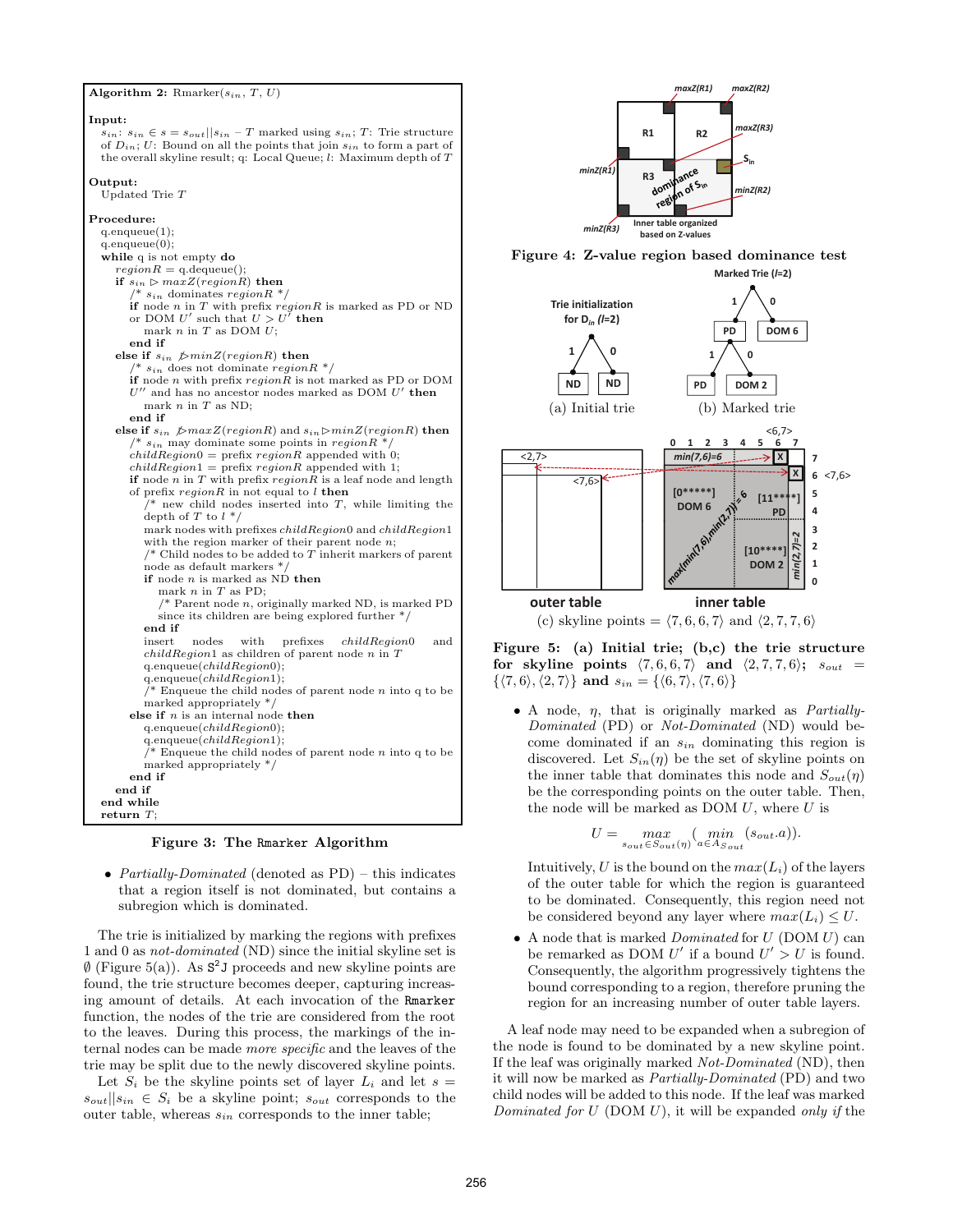```
Algorithm 2: Rmarker(s_in, T, U)

Input:
  s_in: s_in ∈ s = s_out||s_in − T marked using s_in; T: Trie structure
  of D_in; U: Bound on all the points that join s_in to form a part of
  the overall skyline result; q: Local Queue; l: Maximum depth of T

Output:
  Updated Trie T

Procedure:
  q.enqueue(1);
  q.enqueue(0);
  while q is not empty do
    regionR = q.dequeue();
    if s_in ▷ maxZ(regionR) then
      /* s_in dominates regionR */
      if node n in T with prefix regionR is marked as PD or ND
      or DOM U' such that U > U' then
        mark n in T as DOM U;
      end if
    else if s_in ⋫ minZ(regionR) then
      /* s_in does not dominate regionR */
      if node n with prefix regionR is not marked as PD or DOM
      U'' and has no ancestor nodes marked as DOM U' then
        mark n in T as ND;
      end if
    else if s_in ⋫ maxZ(regionR) and s_in ▷ minZ(regionR) then
      /* s_in may dominate some points in regionR */
      childRegion0 = prefix regionR appended with 0;
      childRegion1 = prefix regionR appended with 1;
      if node n in T with prefix regionR is a leaf node and length
      of prefix regionR in not equal to l then
        /* new child nodes inserted into T, while limiting the
        depth of T to l */
        mark nodes with prefixes childRegion0 and childRegion1
        with the region marker of their parent node n;
        /* Child nodes to be added to T inherit markers of parent
        node as default markers */
        if node n is marked as ND then
          mark n in T as PD;
          /* Parent node n, originally marked ND, is marked PD
          since its children are being explored further */
        end if
        insert nodes with prefixes childRegion0 and
        childRegion1 as children of parent node n in T
        q.enqueue(childRegion0);
        q.enqueue(childRegion1);
        /* Enqueue the child nodes of parent node n into q to be
        marked appropriately */
      else if n is an internal node then
        q.enqueue(childRegion0);
        q.enqueue(childRegion1);
        /* Enqueue the child nodes of parent node n into q to be
        marked appropriately */
      end if
    end if
  end while
  return T;
```

**Figure 3: The Rmarker Algorithm**

- *Partially-Dominated* (denoted as PD) – this indicates that a region itself is not dominated, but contains a subregion which is dominated.

The trie is initialized by marking the regions with prefixes 1 and 0 as *not-dominated* (ND) since the initial skyline set is $\emptyset$ (Figure 5(a)). As S²J proceeds and new skyline points are found, the trie structure becomes deeper, capturing increasing amount of details. At each invocation of the Rmarker function, the nodes of the trie are considered from the root to the leaves. During this process, the markings of the internal nodes can be made *more specific* and the leaves of the trie may be split due to the newly discovered skyline points.

Let $S_i$ be the skyline points set of layer $L_i$ and let $s = s_{out}||s_{in} \in S_i$ be a skyline point; $s_{out}$ corresponds to the outer table, whereas $s_{in}$ corresponds to the inner table;

**Figure 4: Z-value region based dominance test**

(a) Initial trie (b) Marked trie

(c) skyline points = $\langle 7, 6, 6, 7\rangle$ and $\langle 2, 7, 7, 6\rangle$

**Figure 5: (a) Initial trie; (b,c) the trie structure for skyline points $\langle 7, 6, 6, 7\rangle$ and $\langle 2, 7, 7, 6\rangle$; $s_{out} = \{\langle 7, 6\rangle, \langle 2, 7\rangle\}$ and $s_{in} = \{\langle 6, 7\rangle, \langle 7, 6\rangle\}$**

- A node, $\eta$, that is originally marked as *Partially-Dominated* (PD) or *Not-Dominated* (ND) would become dominated if an $s_{in}$ dominating this region is discovered. Let $S_{in}(\eta)$ be the set of skyline points on the inner table that dominates this node and $S_{out}(\eta)$ be the corresponding points on the outer table. Then, the node will be marked as DOM $U$, where $U$ is

$$U = \max_{s_{out} \in S_{out}(\eta)} \left( \min_{a \in A_{S_{out}}} (s_{out}.a) \right).$$

Intuitively, $U$ is the bound on the $max(L_i)$ of the layers of the outer table for which the region is guaranteed to be dominated. Consequently, this region need not be considered beyond any layer where $max(L_i) \leq U$.

- A node that is marked *Dominated* for $U$ (DOM $U$) can be remarked as DOM $U'$ if a bound $U' > U$ is found. Consequently, the algorithm progressively tightens the bound corresponding to a region, therefore pruning the region for an increasing number of outer table layers.

A leaf node may need to be expanded when a subregion of the node is found to be dominated by a new skyline point. If the leaf was originally marked *Not-Dominated* (ND), then it will now be marked as *Partially-Dominated* (PD) and two child nodes will be added to this node. If the leaf was marked *Dominated for U* (DOM $U$), it will be expanded *only if* the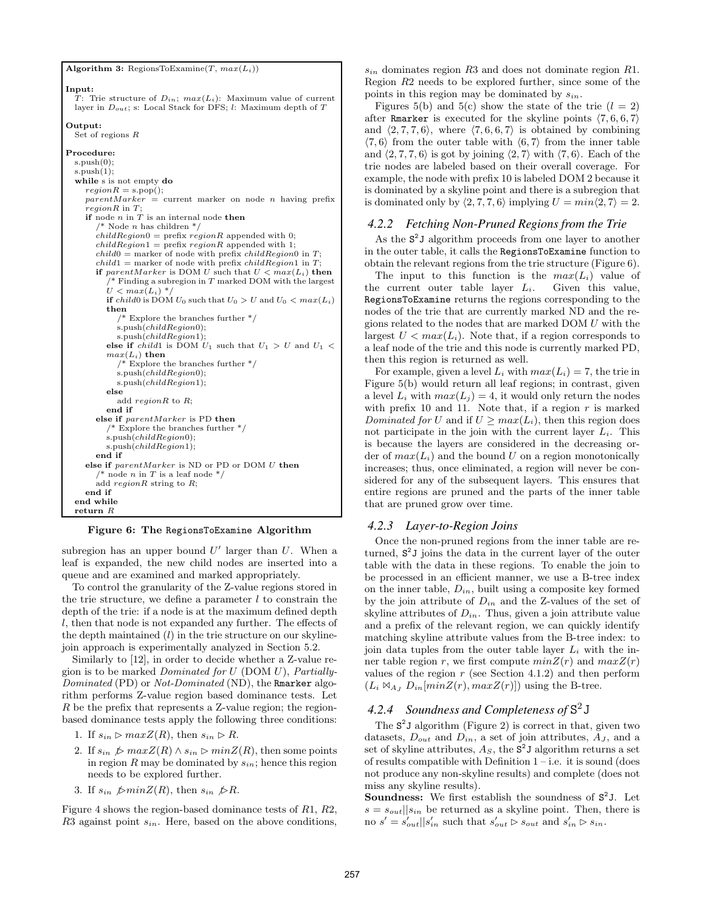**Algorithm 3:** RegionsToExamine($T$, $max(L_i)$)

```
Input:
  T: Trie structure of D_in; max(L_i): Maximum value of current
  layer in D_out; s: Local Stack for DFS; l: Maximum depth of T

Output:
  Set of regions R

Procedure:
  s.push(0);
  s.push(1);
  while s is not empty do
    regionR = s.pop();
    parentMarker = current marker on node n having prefix
    regionR in T;
    if node n in T is an internal node then
      /* Node n has children */
      childRegion0 = prefix regionR appended with 0;
      childRegion1 = prefix regionR appended with 1;
      child0 = marker of node with prefix childRegion0 in T;
      child1 = marker of node with prefix childRegion1 in T;
      if parentMarker is DOM U such that U < max(L_i) then
        /* Finding a subregion in T marked DOM with the largest
        U < max(L_i) */
        if child0 is DOM U_0 such that U_0 > U and U_0 < max(L_i)
        then
          /* Explore the branches further */
          s.push(childRegion0);
          s.push(childRegion1);
        else if child1 is DOM U_1 such that U_1 > U and U_1 <
        max(L_i) then
          /* Explore the branches further */
          s.push(childRegion0);
          s.push(childRegion1);
        else
          add regionR to R;
        end if
      else if parentMarker is PD then
        /* Explore the branches further */
        s.push(childRegion0);
        s.push(childRegion1);
      end if
    else if parentMarker is ND or PD or DOM U then
      /* node n in T is a leaf node */
      add regionR string to R;
    end if
  end while
  return R
```

**Figure 6: The RegionsToExamine Algorithm**

subregion has an upper bound $U'$ larger than $U$. When a leaf is expanded, the new child nodes are inserted into a queue and are examined and marked appropriately.

To control the granularity of the Z-value regions stored in the trie structure, we define a parameter $l$ to constrain the depth of the trie: if a node is at the maximum defined depth $l$, then that node is not expanded any further. The effects of the depth maintained ($l$) in the trie structure on our skyline-join approach is experimentally analyzed in Section 5.2.

Similarly to [12], in order to decide whether a Z-value region is to be marked *Dominated for U* (DOM $U$), *Partially-Dominated* (PD) or *Not-Dominated* (ND), the Rmarker algorithm performs Z-value region based dominance tests. Let $R$ be the prefix that represents a Z-value region; the region-based dominance tests apply the following three conditions:

1. If $s_{in} \rhd maxZ(R)$, then $s_{in} \rhd R$.
2. If $s_{in} \not\rhd maxZ(R) \wedge s_{in} \rhd minZ(R)$, then some points in region $R$ may be dominated by $s_{in}$; hence this region needs to be explored further.
3. If $s_{in} \not\rhd minZ(R)$, then $s_{in} \not\rhd R$.

Figure 4 shows the region-based dominance tests of $R1$, $R2$, $R3$ against point $s_{in}$. Here, based on the above conditions, $s_{in}$ dominates region $R3$ and does not dominate region $R1$. Region $R2$ needs to be explored further, since some of the points in this region may be dominated by $s_{in}$.

Figures 5(b) and 5(c) show the state of the trie ($l = 2$) after Rmarker is executed for the skyline points $\langle 7, 6, 6, 7\rangle$ and $\langle 2, 7, 7, 6\rangle$, where $\langle 7, 6, 6, 7\rangle$ is obtained by combining $\langle 7, 6\rangle$ from the outer table with $\langle 6, 7\rangle$ from the inner table and $\langle 2, 7, 7, 6\rangle$ is got by joining $\langle 2, 7\rangle$ with $\langle 7, 6\rangle$. Each of the trie nodes are labeled based on their overall coverage. For example, the node with prefix 10 is labeled DOM 2 because it is dominated by a skyline point and there is a subregion that is dominated only by $\langle 2, 7, 7, 6\rangle$ implying $U = min\langle 2, 7\rangle = 2$.

### 4.2.2 Fetching Non-Pruned Regions from the Trie

As the S$^2$J algorithm proceeds from one layer to another in the outer table, it calls the RegionsToExamine function to obtain the relevant regions from the trie structure (Figure 6).

The input to this function is the $max(L_i)$ value of the current outer table layer $L_i$. Given this value, RegionsToExamine returns the regions corresponding to the nodes of the trie that are currently marked ND and the regions related to the nodes that are marked DOM $U$ with the largest $U < max(L_i)$. Note that, if a region corresponds to a leaf node of the trie and this node is currently marked PD, then this region is returned as well.

For example, given a level $L_i$ with $max(L_i) = 7$, the trie in Figure 5(b) would return all leaf regions; in contrast, given a level $L_i$ with $max(L_j) = 4$, it would only return the nodes with prefix 10 and 11. Note that, if a region $r$ is marked *Dominated for U* and if $U \geq max(L_i)$, then this region does not participate in the join with the current layer $L_i$. This is because the layers are considered in the decreasing order of $max(L_i)$ and the bound $U$ on a region monotonically increases; thus, once eliminated, a region will never be considered for any of the subsequent layers. This ensures that entire regions are pruned and the parts of the inner table that are pruned grow over time.

### 4.2.3 Layer-to-Region Joins

Once the non-pruned regions from the inner table are returned, S$^2$J joins the data in the current layer of the outer table with the data in these regions. To enable the join to be processed in an efficient manner, we use a B-tree index on the inner table, $D_{in}$, built using a composite key formed by the join attribute of $D_{in}$ and the Z-values of the set of skyline attributes of $D_{in}$. Thus, given a join attribute value and a prefix of the relevant region, we can quickly identify matching skyline attribute values from the B-tree index: to join data tuples from the outer table layer $L_i$ with the inner table region $r$, we first compute $minZ(r)$ and $maxZ(r)$ values of the region $r$ (see Section 4.1.2) and then perform $(L_i \bowtie_{A_J} D_{in}[minZ(r), maxZ(r)])$ using the B-tree.

### 4.2.4 Soundness and Completeness of S$^2$J

The S$^2$J algorithm (Figure 2) is correct in that, given two datasets, $D_{out}$ and $D_{in}$, a set of join attributes, $A_J$, and a set of skyline attributes, $A_S$, the S$^2$J algorithm returns a set of results compatible with Definition 1 – i.e. it is sound (does not produce any non-skyline results) and complete (does not miss any skyline results).

**Soundness:** We first establish the soundness of S$^2$J. Let $s = s_{out}||s_{in}$ be returned as a skyline point. Then, there is no $s' = s'_{out}||s'_{in}$ such that $s'_{out} \rhd s_{out}$ and $s'_{in} \rhd s_{in}$.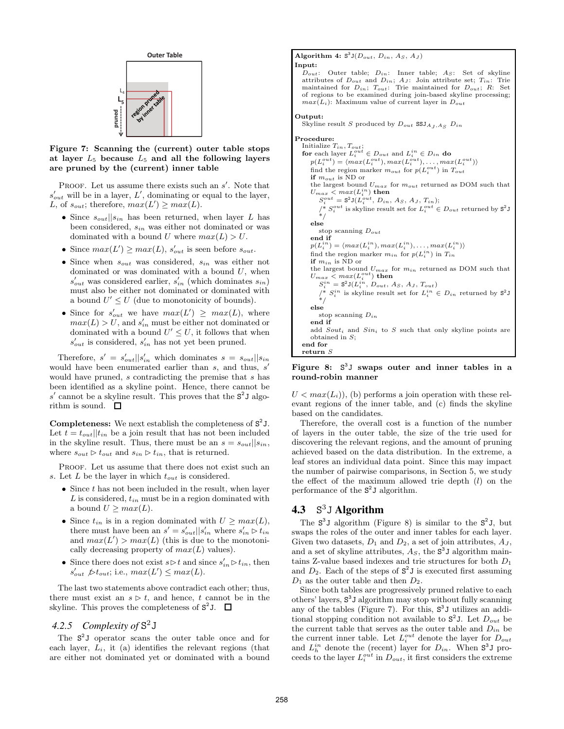Outer Table

$L_4$

$L_5$

pruned

region pruned by inner table

**Figure 7: Scanning the (current) outer table stops at layer $L_5$ because $L_5$ and all the following layers are pruned by the (current) inner table**

PROOF. Let us assume there exists such an $s'$. Note that $s'_{out}$ will be in a layer, $L'$, dominating or equal to the layer, $L$, of $s_{out}$; therefore, $max(L') \geq max(L)$.

- Since $s_{out}||s_{in}$ has been returned, when layer $L$ has been considered, $s_{in}$ was either not dominated or was dominated with a bound $U$ where $max(L) > U$.
- Since $max(L') \geq max(L)$, $s'_{out}$ is seen before $s_{out}$.
- Since when $s_{out}$ was considered, $s_{in}$ was either not dominated or was dominated with a bound $U$, when $s'_{out}$ was considered earlier, $s'_{in}$ (which dominates $s_{in}$) must also be either not dominated or dominated with a bound $U' \leq U$ (due to monotonicity of bounds).
- Since for $s'_{out}$ we have $max(L') \geq max(L)$, where $max(L) > U$, and $s'_{in}$ must be either not dominated or dominated with a bound $U' \leq U$, it follows that when $s'_{out}$ is considered, $s'_{in}$ has not yet been pruned.

Therefore, $s' = s'_{out}||s'_{in}$ which dominates $s = s_{out}||s_{in}$ would have been enumerated earlier than $s$, and thus, $s'$ would have pruned, $s$ contradicting the premise that $s$ has been identified as a skyline point. Hence, there cannot be $s'$ cannot be a skyline result. This proves that the S$^2$J algorithm is sound. ☐

**Completeness:** We next establish the completeness of S$^2$J. Let $t = t_{out}||t_{in}$ be a join result that has not been included in the skyline result. Thus, there must be an $s = s_{out}||s_{in}$, where $s_{out} \rhd t_{out}$ and $s_{in} \rhd t_{in}$, that is returned.

PROOF. Let us assume that there does not exist such an $s$. Let $L$ be the layer in which $t_{out}$ is considered.

- Since $t$ has not been included in the result, when layer $L$ is considered, $t_{in}$ must be in a region dominated with a bound $U \geq max(L)$.
- Since $t_{in}$ is in a region dominated with $U \geq max(L)$, there must have been an $s' = s'_{out}||s'_{in}$ where $s'_{in} \rhd t_{in}$ and $max(L') > max(L)$ (this is due to the monotonically decreasing property of $max(L)$ values).
- Since there does not exist $s \rhd t$ and since $s'_{in} \rhd t_{in}$, then $s'_{out} \not\rhd t_{out}$; i.e., $max(L') \leq max(L)$.

The last two statements above contradict each other; thus, there must exist an $s \rhd t$, and hence, $t$ cannot be in the skyline. This proves the completeness of S$^2$J. ☐

### 4.2.5 *Complexity of* S$^2$J

The S$^2$J operator scans the outer table once and for each layer, $L_i$, it (a) identifies the relevant regions (that are either not dominated yet or dominated with a bound $U < max(L_i)$), (b) performs a join operation with these relevant regions of the inner table, and (c) finds the skyline based on the candidates.

Therefore, the overall cost is a function of the number of layers in the outer table, the size of the trie used for discovering the relevant regions, and the amount of pruning achieved based on the data distribution. In the extreme, a leaf stores an individual data point. Since this may impact the number of pairwise comparisons, in Section 5, we study the effect of the maximum allowed trie depth ($l$) on the performance of the S$^2$J algorithm.

```
Algorithm 4: S³J(D_out, D_in, A_S, A_J)
Input:
  D_out: Outer table; D_in: Inner table; A_S: Set of skyline
  attributes of D_out and D_in; A_J: Join attribute set; T_in: Trie
  maintained for D_in; T_out: Trie maintained for D_out; R: Set
  of regions to be examined during join-based skyline processing;
  max(L_i): Maximum value of current layer in D_out
Output:
  Skyline result S produced by D_out SSJ_{A_J,A_S} D_in
Procedure:
  Initialize T_in, T_out;
  for each layer L_i^out ∈ D_out and L_i^in ∈ D_in do
    p(L_i^out) = ⟨max(L_i^out), max(L_i^out), ..., max(L_i^out)⟩
    find the region marker m_out for p(L_i^out) in T_out
    if m_out is ND or
    the largest bound U_max for m_out returned as DOM such that
    U_max < max(L_i^in) then
      S_i^out = S²J(L_i^out, D_in, A_S, A_J, T_in);
      /* S_i^out is skyline result set for L_i^out ∈ D_out returned by S²J
      */
    else
      stop scanning D_out
    end if
    p(L_i^in) = ⟨max(L_i^in), max(L_i^in), ..., max(L_i^in)⟩
    find the region marker m_in for p(L_i^in) in T_in
    if m_in is ND or
    the largest bound U_max for m_in returned as DOM such that
    U_max < max(L_i^out) then
      S_i^in = S²J(L_i^in, D_out, A_S, A_J, T_out)
      /* S_i^in is skyline result set for L_i^in ∈ D_in returned by S²J
      */
    else
      stop scanning D_in
    end if
    add Sout_i and Sin_i to S such that only skyline points are
    obtained in S;
  end for
  return S
```

**Figure 8: S$^3$J swaps outer and inner tables in a round-robin manner**

## 4.3 S$^3$J Algorithm

The S$^3$J algorithm (Figure 8) is similar to the S$^2$J, but swaps the roles of the outer and inner tables for each layer. Given two datasets, $D_1$ and $D_2$, a set of join attributes, $A_J$, and a set of skyline attributes, $A_S$, the S$^3$J algorithm maintains Z-value based indexes and trie structures for both $D_1$ and $D_2$. Each of the steps of S$^2$J is executed first assuming $D_1$ as the outer table and then $D_2$.

Since both tables are progressively pruned relative to each others' layers, S$^3$J algorithm may stop without fully scanning any of the tables (Figure 7). For this, S$^3$J utilizes an additional stopping condition not available to S$^2$J. Let $D_{out}$ be the current table that serves as the outer table and $D_{in}$ be the current inner table. Let $L_i^{out}$ denote the layer for $D_{out}$ and $L_h^{in}$ denote the (recent) layer for $D_{in}$. When S$^3$J proceeds to the layer $L_i^{out}$ in $D_{out}$, it first considers the extreme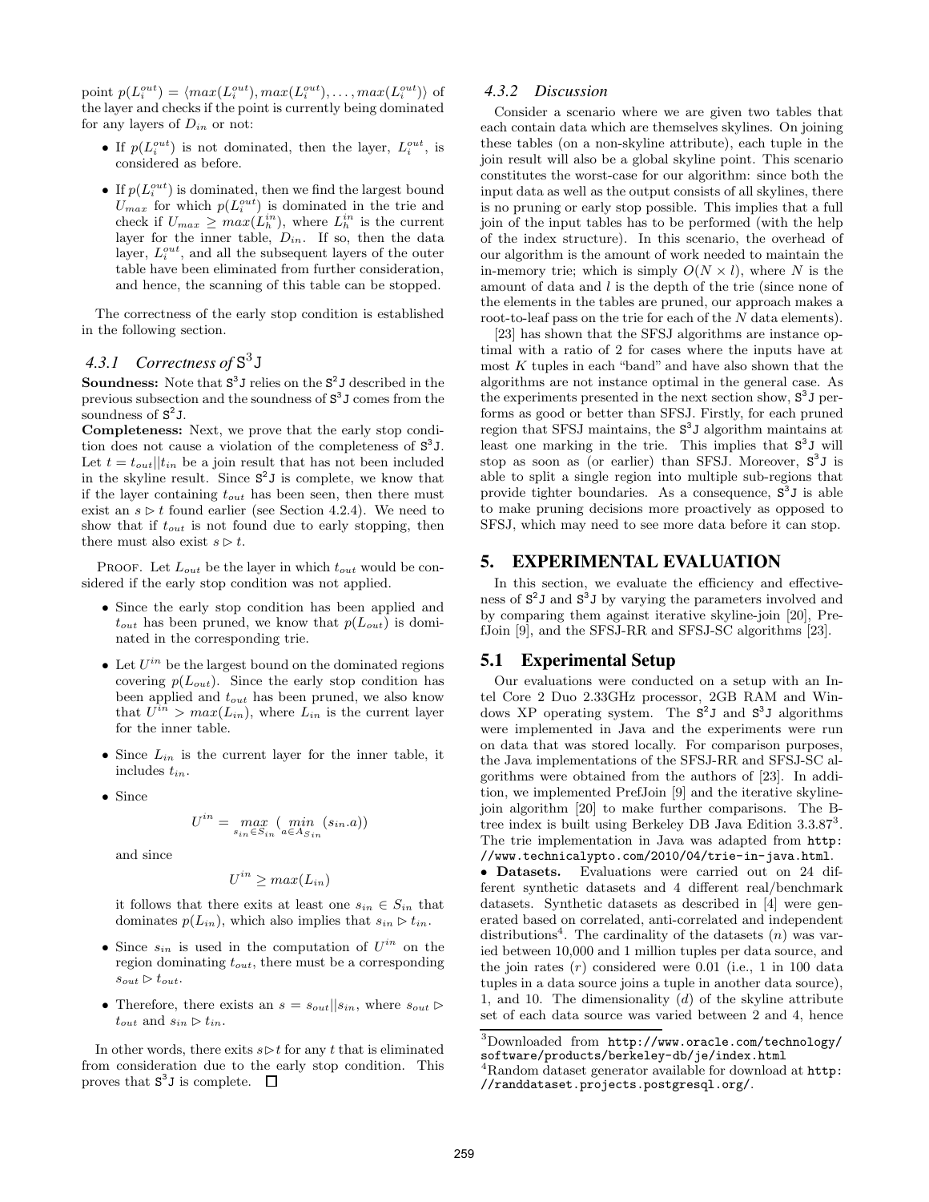point $p(L_i^{out}) = \langle max(L_i^{out}), max(L_i^{out}), \ldots, max(L_i^{out}) \rangle$ of the layer and checks if the point is currently being dominated for any layers of $D_{in}$ or not:

- If $p(L_i^{out})$ is not dominated, then the layer, $L_i^{out}$, is considered as before.
- If $p(L_i^{out})$ is dominated, then we find the largest bound $U_{max}$ for which $p(L_i^{out})$ is dominated in the trie and check if $U_{max} \geq max(L_h^{in})$, where $L_h^{in}$ is the current layer for the inner table, $D_{in}$. If so, then the data layer, $L_i^{out}$, and all the subsequent layers of the outer table have been eliminated from further consideration, and hence, the scanning of this table can be stopped.

The correctness of the early stop condition is established in the following section.

### 4.3.1 Correctness of $\mathtt{S^3J}$

**Soundness:** Note that $\mathtt{S^3J}$ relies on the $\mathtt{S^2J}$ described in the previous subsection and the soundness of $\mathtt{S^3J}$ comes from the soundness of $\mathtt{S^2J}$.

**Completeness:** Next, we prove that the early stop condition does not cause a violation of the completeness of $\mathtt{S^3J}$. Let $t = t_{out}||t_{in}$ be a join result that has not been included in the skyline result. Since $\mathtt{S^2J}$ is complete, we know that if the layer containing $t_{out}$ has been seen, then there must exist an $s \rhd t$ found earlier (see Section 4.2.4). We need to show that if $t_{out}$ is not found due to early stopping, then there must also exist $s \rhd t$.

PROOF. Let $L_{out}$ be the layer in which $t_{out}$ would be considered if the early stop condition was not applied.

- Since the early stop condition has been applied and $t_{out}$ has been pruned, we know that $p(L_{out})$ is dominated in the corresponding trie.
- Let $U^{in}$ be the largest bound on the dominated regions covering $p(L_{out})$. Since the early stop condition has been applied and $t_{out}$ has been pruned, we also know that $U^{in} > max(L_{in})$, where $L_{in}$ is the current layer for the inner table.
- Since $L_{in}$ is the current layer for the inner table, it includes $t_{in}$.
- Since

$$U^{in} = \max_{s_{in} \in S_{in}} \left( \min_{a \in A_{S_{in}}} (s_{in}.a) \right)$$

and since

$$U^{in} \geq max(L_{in})$$

it follows that there exits at least one $s_{in} \in S_{in}$ that dominates $p(L_{in})$, which also implies that $s_{in} \rhd t_{in}$.

- Since $s_{in}$ is used in the computation of $U^{in}$ on the region dominating $t_{out}$, there must be a corresponding $s_{out} \rhd t_{out}$.
- Therefore, there exists an $s = s_{out}||s_{in}$, where $s_{out} \rhd t_{out}$ and $s_{in} \rhd t_{in}$.

In other words, there exits $s \rhd t$ for any $t$ that is eliminated from consideration due to the early stop condition. This proves that $\mathtt{S^3J}$ is complete. □

### 4.3.2 Discussion

Consider a scenario where we are given two tables that each contain data which are themselves skylines. On joining these tables (on a non-skyline attribute), each tuple in the join result will also be a global skyline point. This scenario constitutes the worst-case for our algorithm: since both the input data as well as the output consists of all skylines, there is no pruning or early stop possible. This implies that a full join of the input tables has to be performed (with the help of the index structure). In this scenario, the overhead of our algorithm is the amount of work needed to maintain the in-memory trie; which is simply $O(N \times l)$, where $N$ is the amount of data and $l$ is the depth of the trie (since none of the elements in the tables are pruned, our approach makes a root-to-leaf pass on the trie for each of the $N$ data elements).

[23] has shown that the SFSJ algorithms are instance optimal with a ratio of 2 for cases where the inputs have at most $K$ tuples in each "band" and have also shown that the algorithms are not instance optimal in the general case. As the experiments presented in the next section show, $\mathtt{S^3J}$ performs as good or better than SFSJ. Firstly, for each pruned region that SFSJ maintains, the $\mathtt{S^3J}$ algorithm maintains at least one marking in the trie. This implies that $\mathtt{S^3J}$ will stop as soon as (or earlier) than SFSJ. Moreover, $\mathtt{S^3J}$ is able to split a single region into multiple sub-regions that provide tighter boundaries. As a consequence, $\mathtt{S^3J}$ is able to make pruning decisions more proactively as opposed to SFSJ, which may need to see more data before it can stop.

## 5. EXPERIMENTAL EVALUATION

In this section, we evaluate the efficiency and effectiveness of $\mathtt{S^2J}$ and $\mathtt{S^3J}$ by varying the parameters involved and by comparing them against iterative skyline-join [20], PrefJoin [9], and the SFSJ-RR and SFSJ-SC algorithms [23].

### 5.1 Experimental Setup

Our evaluations were conducted on a setup with an Intel Core 2 Duo 2.33GHz processor, 2GB RAM and Windows XP operating system. The $\mathtt{S^2J}$ and $\mathtt{S^3J}$ algorithms were implemented in Java and the experiments were run on data that was stored locally. For comparison purposes, the Java implementations of the SFSJ-RR and SFSJ-SC algorithms were obtained from the authors of [23]. In addition, we implemented PrefJoin [9] and the iterative skyline-join algorithm [20] to make further comparisons. The B-tree index is built using Berkeley DB Java Edition 3.3.87[3]. The trie implementation in Java was adapted from http://www.technicalypto.com/2010/04/trie-in-java.html.

- **Datasets.** Evaluations were carried out on 24 different synthetic datasets and 4 different real/benchmark datasets. Synthetic datasets as described in [4] were generated based on correlated, anti-correlated and independent distributions[4]. The cardinality of the datasets ($n$) was varied between 10,000 and 1 million tuples per data source, and the join rates ($r$) considered were 0.01 (i.e., 1 in 100 data tuples in a data source joins a tuple in another data source), 1, and 10. The dimensionality ($d$) of the skyline attribute set of each data source was varied between 2 and 4, hence

[3] Downloaded from http://www.oracle.com/technology/software/products/berkeley-db/je/index.html

[4] Random dataset generator available for download at http://randdataset.projects.postgresql.org/.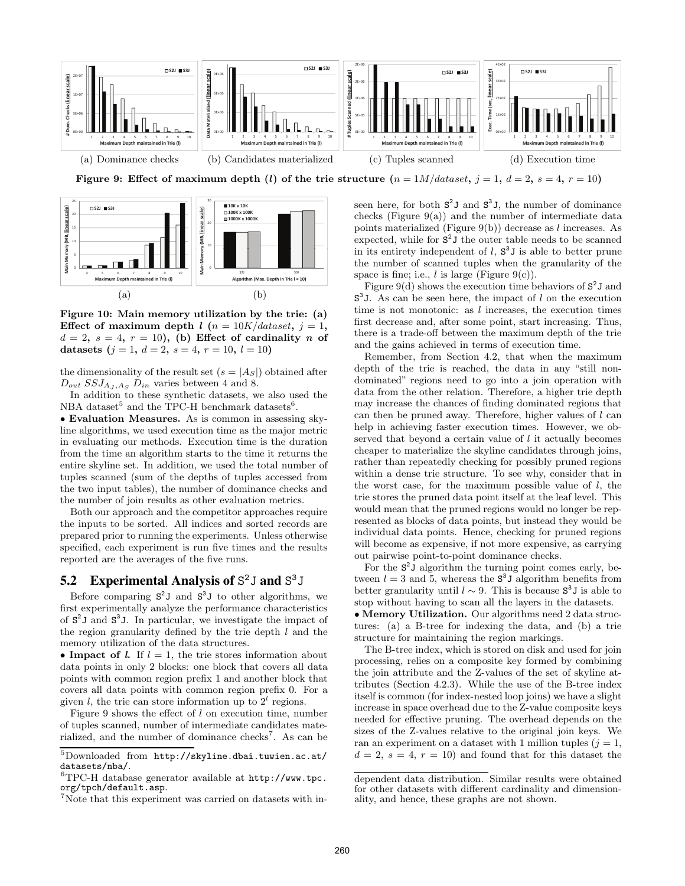(a) Dominance checks (b) Candidates materialized (c) Tuples scanned (d) Execution time

**Figure 9: Effect of maximum depth ($l$) of the trie structure ($n = 1M/dataset$, $j = 1$, $d = 2$, $s = 4$, $r = 10$)**

(a) (b)

**Figure 10: Main memory utilization by the trie: (a) Effect of maximum depth $l$ ($n = 10K/dataset$, $j = 1$, $d = 2$, $s = 4$, $r = 10$), (b) Effect of cardinality $n$ of datasets ($j = 1$, $d = 2$, $s = 4$, $r = 10$, $l = 10$)**

the dimensionality of the result set ($s = |A_S|$) obtained after $D_{out}\ SSJ_{A_J,A_S}\ D_{in}$ varies between 4 and 8.

In addition to these synthetic datasets, we also used the NBA dataset[5] and the TPC-H benchmark datasets[6].

• **Evaluation Measures.** As is common in assessing skyline algorithms, we used execution time as the major metric in evaluating our methods. Execution time is the duration from the time an algorithm starts to the time it returns the entire skyline set. In addition, we used the total number of tuples scanned (sum of the depths of tuples accessed from the two input tables), the number of dominance checks and the number of join results as other evaluation metrics.

Both our approach and the competitor approaches require the inputs to be sorted. All indices and sorted records are prepared prior to running the experiments. Unless otherwise specified, each experiment is run five times and the results reported are the averages of the five runs.

## 5.2 Experimental Analysis of S²J and S³J

Before comparing S²J and S³J to other algorithms, we first experimentally analyze the performance characteristics of S²J and S³J. In particular, we investigate the impact of the region granularity defined by the trie depth $l$ and the memory utilization of the data structures.

• **Impact of $l$.** If $l = 1$, the trie stores information about data points in only 2 blocks: one block that covers all data points with common region prefix 1 and another block that covers all data points with common region prefix 0. For a given $l$, the trie can store information up to $2^l$ regions.

Figure 9 shows the effect of $l$ on execution time, number of tuples scanned, number of intermediate candidates materialized, and the number of dominance checks[7]. As can be seen here, for both S²J and S³J, the number of dominance checks (Figure 9(a)) and the number of intermediate data points materialized (Figure 9(b)) decrease as $l$ increases. As expected, while for S²J the outer table needs to be scanned in its entirety independent of $l$, S³J is able to better prune the number of scanned tuples when the granularity of the space is fine; i.e., $l$ is large (Figure 9(c)).

Figure 9(d) shows the execution time behaviors of S²J and S³J. As can be seen here, the impact of $l$ on the execution time is not monotonic: as $l$ increases, the execution times first decrease and, after some point, start increasing. Thus, there is a trade-off between the maximum depth of the trie and the gains achieved in terms of execution time.

Remember, from Section 4.2, that when the maximum depth of the trie is reached, the data in any "still non-dominated" regions need to go into a join operation with data from the other relation. Therefore, a higher trie depth may increase the chances of finding dominated regions that can then be pruned away. Therefore, higher values of $l$ can help in achieving faster execution times. However, we observed that beyond a certain value of $l$ it actually becomes cheaper to materialize the skyline candidates through joins, rather than repeatedly checking for possibly pruned regions within a dense trie structure. To see why, consider that in the worst case, for the maximum possible value of $l$, the trie stores the pruned data point itself at the leaf level. This would mean that the pruned regions would no longer be represented as blocks of data points, but instead they would be individual data points. Hence, checking for pruned regions will become as expensive, if not more expensive, as carrying out pairwise point-to-point dominance checks.

For the S²J algorithm the turning point comes early, between $l = 3$ and 5, whereas the S³J algorithm benefits from better granularity until $l \sim 9$. This is because S³J is able to stop without having to scan all the layers in the datasets.

• **Memory Utilization.** Our algorithms need 2 data structures: (a) a B-tree for indexing the data, and (b) a trie structure for maintaining the region markings.

The B-tree index, which is stored on disk and used for join processing, relies on a composite key formed by combining the join attribute and the Z-values of the set of skyline attributes (Section 4.2.3). While the use of the B-tree index itself is common (for index-nested loop joins) we have a slight increase in space overhead due to the Z-value composite keys needed for effective pruning. The overhead depends on the sizes of the Z-values relative to the original join keys. We ran an experiment on a dataset with 1 million tuples ($j = 1$, $d = 2$, $s = 4$, $r = 10$) and found that for this dataset the

---

[5] Downloaded from http://skyline.dbai.tuwien.ac.at/datasets/nba/.

[6] TPC-H database generator available at http://www.tpc.org/tpch/default.asp.

[7] Note that this experiment was carried on datasets with independent data distribution. Similar results were obtained for other datasets with different cardinality and dimensionality, and hence, these graphs are not shown.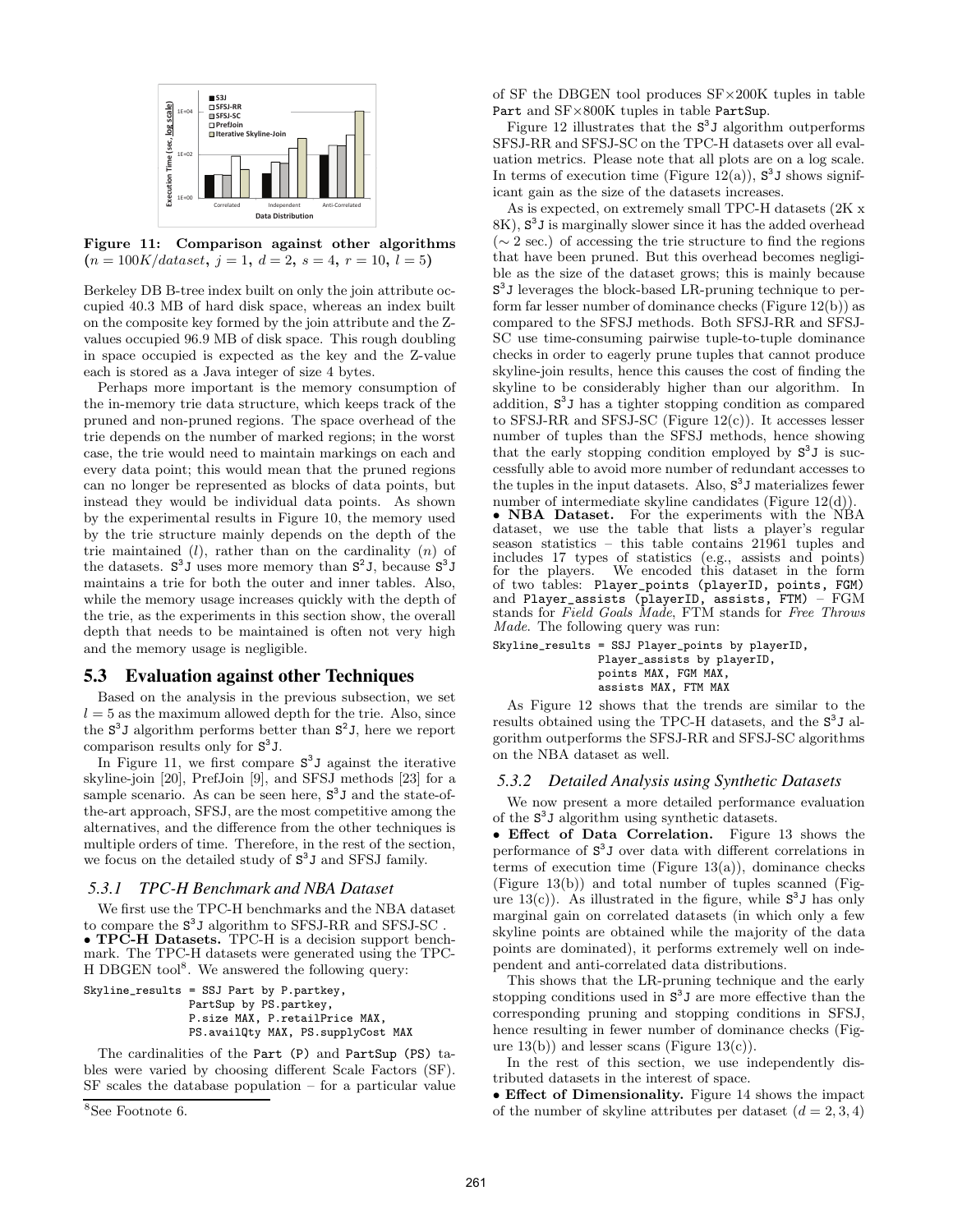Figure 11: Comparison against other algorithms ($n = 100K/dataset$, $j = 1$, $d = 2$, $s = 4$, $r = 10$, $l = 5$)

Berkeley DB B-tree index built on only the join attribute occupied 40.3 MB of hard disk space, whereas an index built on the composite key formed by the join attribute and the Z-values occupied 96.9 MB of disk space. This rough doubling in space occupied is expected as the key and the Z-value each is stored as a Java integer of size 4 bytes.

Perhaps more important is the memory consumption of the in-memory trie data structure, which keeps track of the pruned and non-pruned regions. The space overhead of the trie depends on the number of marked regions; in the worst case, the trie would need to maintain markings on each and every data point; this would mean that the pruned regions can no longer be represented as blocks of data points, but instead they would be individual data points. As shown by the experimental results in Figure 10, the memory used by the trie structure mainly depends on the depth of the trie maintained ($l$), rather than on the cardinality ($n$) of the datasets. $S^3J$ uses more memory than $S^2J$, because $S^3J$ maintains a trie for both the outer and inner tables. Also, while the memory usage increases quickly with the depth of the trie, as the experiments in this section show, the overall depth that needs to be maintained is often not very high and the memory usage is negligible.

## 5.3 Evaluation against other Techniques

Based on the analysis in the previous subsection, we set $l = 5$ as the maximum allowed depth for the trie. Also, since the $S^3J$ algorithm performs better than $S^2J$, here we report comparison results only for $S^3J$.

In Figure 11, we first compare $S^3J$ against the iterative skyline-join [20], PrefJoin [9], and SFSJ methods [23] for a sample scenario. As can be seen here, $S^3J$ and the state-of-the-art approach, SFSJ, are the most competitive among the alternatives, and the difference from the other techniques is multiple orders of time. Therefore, in the rest of the section, we focus on the detailed study of $S^3J$ and SFSJ family.

### 5.3.1 TPC-H Benchmark and NBA Dataset

We first use the TPC-H benchmarks and the NBA dataset to compare the $S^3J$ algorithm to SFSJ-RR and SFSJ-SC .

• **TPC-H Datasets.** TPC-H is a decision support benchmark. The TPC-H datasets were generated using the TPC-H DBGEN tool[8]. We answered the following query:

```
Skyline_results = SSJ Part by P.partkey,
                  PartSup by PS.partkey,
                  P.size MAX, P.retailPrice MAX,
                  PS.availQty MAX, PS.supplyCost MAX
```

The cardinalities of the Part (P) and PartSup (PS) tables were varied by choosing different Scale Factors (SF). SF scales the database population – for a particular value of SF the DBGEN tool produces SF×200K tuples in table Part and SF×800K tuples in table PartSup.

Figure 12 illustrates that the $S^3J$ algorithm outperforms SFSJ-RR and SFSJ-SC on the TPC-H datasets over all evaluation metrics. Please note that all plots are on a log scale. In terms of execution time (Figure 12(a)), $S^3J$ shows significant gain as the size of the datasets increases.

As is expected, on extremely small TPC-H datasets (2K x 8K), $S^3J$ is marginally slower since it has the added overhead ($\sim 2$ sec.) of accessing the trie structure to find the regions that have been pruned. But this overhead becomes negligible as the size of the dataset grows; this is mainly because $S^3J$ leverages the block-based LR-pruning technique to perform far lesser number of dominance checks (Figure 12(b)) as compared to the SFSJ methods. Both SFSJ-RR and SFSJ-SC use time-consuming pairwise tuple-to-tuple dominance checks in order to eagerly prune tuples that cannot produce skyline-join results, hence this causes the cost of finding the skyline to be considerably higher than our algorithm. In addition, $S^3J$ has a tighter stopping condition as compared to SFSJ-RR and SFSJ-SC (Figure 12(c)). It accesses lesser number of tuples than the SFSJ methods, hence showing that the early stopping condition employed by $S^3J$ is successfully able to avoid more number of redundant accesses to the tuples in the input datasets. Also, $S^3J$ materializes fewer number of intermediate skyline candidates (Figure 12(d)).

• **NBA Dataset.** For the experiments with the NBA dataset, we use the table that lists a player's regular season statistics – this table contains 21961 tuples and includes 17 types of statistics (e.g., assists and points) for the players. We encoded this dataset in the form of two tables: Player_points (playerID, points, FGM) and Player_assists (playerID, assists, FTM) – FGM stands for *Field Goals Made*, FTM stands for *Free Throws Made*. The following query was run:

```
Skyline_results = SSJ Player_points by playerID,
                  Player_assists by playerID,
                  points MAX, FGM MAX,
                  assists MAX, FTM MAX
```

As Figure 12 shows that the trends are similar to the results obtained using the TPC-H datasets, and the $S^3J$ algorithm outperforms the SFSJ-RR and SFSJ-SC algorithms on the NBA dataset as well.

### 5.3.2 Detailed Analysis using Synthetic Datasets

We now present a more detailed performance evaluation of the $S^3J$ algorithm using synthetic datasets.

• **Effect of Data Correlation.** Figure 13 shows the performance of $S^3J$ over data with different correlations in terms of execution time (Figure 13(a)), dominance checks (Figure 13(b)) and total number of tuples scanned (Figure 13(c)). As illustrated in the figure, while $S^3J$ has only marginal gain on correlated datasets (in which only a few skyline points are obtained while the majority of the data points are dominated), it performs extremely well on independent and anti-correlated data distributions.

This shows that the LR-pruning technique and the early stopping conditions used in $S^3J$ are more effective than the corresponding pruning and stopping conditions in SFSJ, hence resulting in fewer number of dominance checks (Figure 13(b)) and lesser scans (Figure 13(c)).

In the rest of this section, we use independently distributed datasets in the interest of space.

• **Effect of Dimensionality.** Figure 14 shows the impact of the number of skyline attributes per dataset ($d = 2, 3, 4$)

[8] See Footnote 6.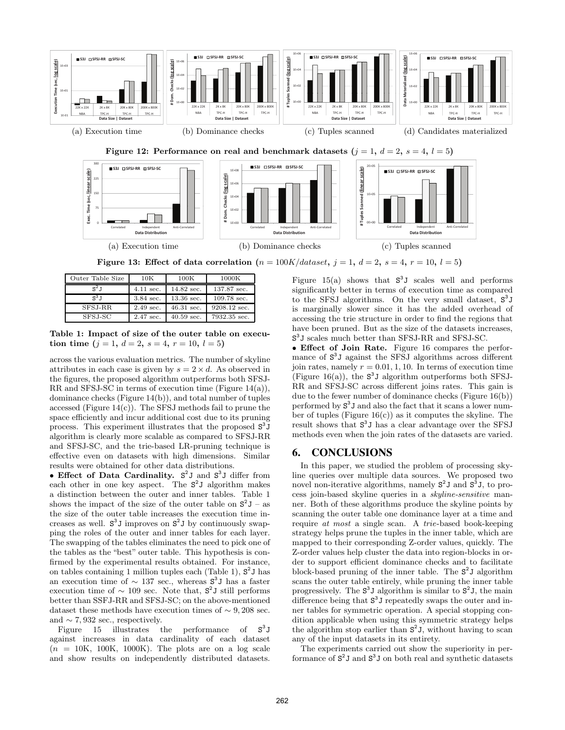(a) Execution time (b) Dominance checks (c) Tuples scanned (d) Candidates materialized

**Figure 12: Performance on real and benchmark datasets ($j = 1$, $d = 2$, $s = 4$, $l = 5$)**

(a) Execution time (b) Dominance checks (c) Tuples scanned

**Figure 13: Effect of data correlation ($n = 100K/dataset$, $j = 1$, $d = 2$, $s = 4$, $r = 10$, $l = 5$)**

| Outer Table Size | 10K | 100K | 1000K |
|---|---|---|---|
| $S^2J$ | 4.11 sec. | 14.82 sec. | 137.87 sec. |
| $S^3J$ | 3.84 sec. | 13.36 sec. | 109.78 sec. |
| SFSJ-RR | 2.49 sec. | 46.31 sec. | 9208.12 sec. |
| SFSJ-SC | 2.47 sec. | 40.59 sec. | 7932.35 sec. |

**Table 1: Impact of size of the outer table on execution time ($j = 1$, $d = 2$, $s = 4$, $r = 10$, $l = 5$)**

across the various evaluation metrics. The number of skyline attributes in each case is given by $s = 2 \times d$. As observed in the figures, the proposed algorithm outperforms both SFSJ-RR and SFSJ-SC in terms of execution time (Figure 14(a)), dominance checks (Figure 14(b)), and total number of tuples accessed (Figure 14(c)). The SFSJ methods fail to prune the space efficiently and incur additional cost due to its pruning process. This experiment illustrates that the proposed $S^3J$ algorithm is clearly more scalable as compared to SFSJ-RR and SFSJ-SC, and the trie-based LR-pruning technique is effective even on datasets with high dimensions. Similar results were obtained for other data distributions.

• **Effect of Data Cardinality.** $S^2J$ and $S^3J$ differ from each other in one key aspect. The $S^2J$ algorithm makes a distinction between the outer and inner tables. Table 1 shows the impact of the size of the outer table on $S^2J$ – as the size of the outer table increases the execution time increases as well. $S^3J$ improves on $S^2J$ by continuously swapping the roles of the outer and inner tables for each layer. The swapping of the tables eliminates the need to pick one of the tables as the "best" outer table. This hypothesis is confirmed by the experimental results obtained. For instance, on tables containing 1 million tuples each (Table 1), $S^2J$ has an execution time of $\sim 137$ sec., whereas $S^3J$ has a faster execution time of $\sim 109$ sec. Note that, $S^2J$ still performs better than SSFJ-RR and SFSJ-SC; on the above-mentioned dataset these methods have execution times of $\sim 9,208$ sec. and $\sim 7,932$ sec., respectively.

Figure 15 illustrates the performance of $S^3J$ against increases in data cardinality of each dataset ($n$ = 10K, 100K, 1000K). The plots are on a log scale and show results on independently distributed datasets. Figure 15(a) shows that $S^3J$ scales well and performs significantly better in terms of execution time as compared to the SFSJ algorithms. On the very small dataset, $S^3J$ is marginally slower since it has the added overhead of accessing the trie structure in order to find the regions that have been pruned. But as the size of the datasets increases, $S^3J$ scales much better than SFSJ-RR and SFSJ-SC.

• **Effect of Join Rate.** Figure 16 compares the performance of $S^3J$ against the SFSJ algorithms across different join rates, namely $r = 0.01, 1, 10$. In terms of execution time (Figure 16(a)), the $S^3J$ algorithm outperforms both SFSJ-RR and SFSJ-SC across different joins rates. This gain is due to the fewer number of dominance checks (Figure 16(b)) performed by $S^3J$ and also the fact that it scans a lower number of tuples (Figure 16(c)) as it computes the skyline. The result shows that $S^3J$ has a clear advantage over the SFSJ methods even when the join rates of the datasets are varied.

## 6. CONCLUSIONS

In this paper, we studied the problem of processing skyline queries over multiple data sources. We proposed two novel non-iterative algorithms, namely $S^2J$ and $S^3J$, to process join-based skyline queries in a *skyline-sensitive* manner. Both of these algorithms produce the skyline points by scanning the outer table one dominance layer at a time and require *at most* a single scan. A *trie*-based book-keeping strategy helps prune the tuples in the inner table, which are mapped to their corresponding Z-order values, quickly. The Z-order values help cluster the data into region-blocks in order to support efficient dominance checks and to facilitate block-based pruning of the inner table. The $S^2J$ algorithm scans the outer table entirely, while pruning the inner table progressively. The $S^3J$ algorithm is similar to $S^2J$, the main difference being that $S^3J$ repeatedly swaps the outer and inner tables for symmetric operation. A special stopping condition applicable when using this symmetric strategy helps the algorithm stop earlier than $S^2J$, without having to scan any of the input datasets in its entirety.

The experiments carried out show the superiority in performance of $S^2J$ and $S^3J$ on both real and synthetic datasets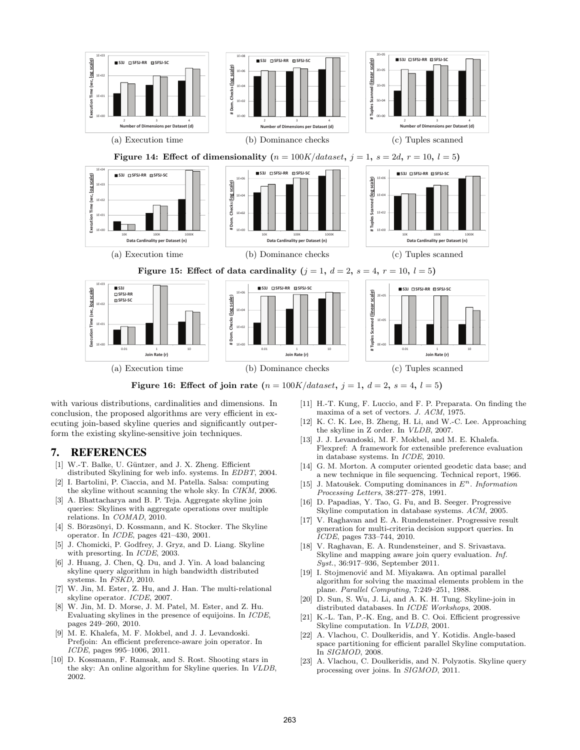S3J SFSJ-RR SFSJ-SC

Execution Time (sec, log scale)

1E+00 1E+01 1E+02 1E+03

2 3 4

Number of Dimensions per Dataset (d)

(a) Execution time

S3J SFSJ-RR SFSJ-SC

# Dom. Checks (log scale)

1E+00 1E+02 1E+04 1E+06 1E+08

2 3 4

Number of Dimensions per Dataset (d)

(b) Dominance checks

S3J SFSJ-RR SFSJ-SC

# Tuples Scanned (linear scale)

0E+00 5E+04 1E+05 2E+05 2E+05

2 3 4

Number of Dimensions per Dataset (d)

(c) Tuples scanned

**Figure 14: Effect of dimensionality ($n = 100K/dataset,\ j = 1,\ s = 2d,\ r = 10,\ l = 5$)**

S3J SFSJ-RR SFSJ-SC

Execution Time (sec, log scale)

1E+00 1E+01 1E+02 1E+03 1E+04

10K 100K 1000K

Data Cardinality per Dataset (n)

(a) Execution time

S3J SFSJ-RR SFSJ-SC

# Dom. Checks (log scale)

1E+00 1E+02 1E+04 1E+06

10K 100K 1000K

Data Cardinality per Dataset (n)

(b) Dominance checks

S3J SFSJ-RR SFSJ-SC

# Tuples Scanned (log scale)

1E+00 1E+02 1E+04 1E+06

10K 100K 1000K

Data Cardinality per Dataset (n)

(c) Tuples scanned

**Figure 15: Effect of data cardinality ($j = 1,\ d = 2,\ s = 4,\ r = 10,\ l = 5$)**

S3J SFSJ-RR SFSJ-SC

Execution Time (sec, log scale)

1E+00 1E+01 1E+02 1E+03

0.01 1 10

Join Rate (r)

(a) Execution time

S3J SFSJ-RR SFSJ-SC

# Dom. Checks (log scale)

1E+00 1E+02 1E+04 1E+06

0.01 1 10

Join Rate (r)

(b) Dominance checks

S3J SFSJ-RR SFSJ-SC

# Tuples Scanned (linear scale)

0E+00 1E+05 2E+05

0.01 1 10

Join Rate (r)

(c) Tuples scanned

**Figure 16: Effect of join rate ($n = 100K/dataset,\ j = 1,\ d = 2,\ s = 4,\ l = 5$)**

with various distributions, cardinalities and dimensions. In conclusion, the proposed algorithms are very efficient in executing join-based skyline queries and significantly outperform the existing skyline-sensitive join techniques.

## 7. REFERENCES

[1] W.-T. Balke, U. Güntzer, and J. X. Zheng. Efficient distributed Skylining for web info. systems. In *EDBT*, 2004.

[2] I. Bartolini, P. Ciaccia, and M. Patella. Salsa: computing the skyline without scanning the whole sky. In *CIKM*, 2006.

[3] A. Bhattacharya and B. P. Teja. Aggregate skyline join queries: Skylines with aggregate operations over multiple relations. In *COMAD*, 2010.

[4] S. Börzsönyi, D. Kossmann, and K. Stocker. The Skyline operator. In *ICDE*, pages 421–430, 2001.

[5] J. Chomicki, P. Godfrey, J. Gryz, and D. Liang. Skyline with presorting. In *ICDE*, 2003.

[6] J. Huang, J. Chen, Q. Du, and J. Yin. A load balancing skyline query algorithm in high bandwidth distributed systems. In *FSKD*, 2010.

[7] W. Jin, M. Ester, Z. Hu, and J. Han. The multi-relational skyline operator. *ICDE*, 2007.

[8] W. Jin, M. D. Morse, J. M. Patel, M. Ester, and Z. Hu. Evaluating skylines in the presence of equijoins. In *ICDE*, pages 249–260, 2010.

[9] M. E. Khalefa, M. F. Mokbel, and J. J. Levandoski. Prefjoin: An efficient preference-aware join operator. In *ICDE*, pages 995–1006, 2011.

[10] D. Kossmann, F. Ramsak, and S. Rost. Shooting stars in the sky: An online algorithm for Skyline queries. In *VLDB*, 2002.

[11] H.-T. Kung, F. Luccio, and F. P. Preparata. On finding the maxima of a set of vectors. *J. ACM*, 1975.

[12] K. C. K. Lee, B. Zheng, H. Li, and W.-C. Lee. Approaching the skyline in Z order. In *VLDB*, 2007.

[13] J. J. Levandoski, M. F. Mokbel, and M. E. Khalefa. Flexpref: A framework for extensible preference evaluation in database systems. In *ICDE*, 2010.

[14] G. M. Morton. A computer oriented geodetic data base; and a new technique in file sequencing. Technical report, 1966.

[15] J. Matoušek. Computing dominances in $E^n$. *Information Processing Letters*, 38:277–278, 1991.

[16] D. Papadias, Y. Tao, G. Fu, and B. Seeger. Progressive Skyline computation in database systems. *ACM*, 2005.

[17] V. Raghavan and E. A. Rundensteiner. Progressive result generation for multi-criteria decision support queries. In *ICDE*, pages 733–744, 2010.

[18] V. Raghavan, E. A. Rundensteiner, and S. Srivastava. Skyline and mapping aware join query evaluation. *Inf. Syst.*, 36:917–936, September 2011.

[19] I. Stojmenović and M. Miyakawa. An optimal parallel algorithm for solving the maximal elements problem in the plane. *Parallel Computing*, 7:249–251, 1988.

[20] D. Sun, S. Wu, J. Li, and A. K. H. Tung. Skyline-join in distributed databases. In *ICDE Workshops*, 2008.

[21] K.-L. Tan, P.-K. Eng, and B. C. Ooi. Efficient progressive Skyline computation. In *VLDB*, 2001.

[22] A. Vlachou, C. Doulkeridis, and Y. Kotidis. Angle-based space partitioning for efficient parallel Skyline computation. In *SIGMOD*, 2008.

[23] A. Vlachou, C. Doulkeridis, and N. Polyzotis. Skyline query processing over joins. In *SIGMOD*, 2011.